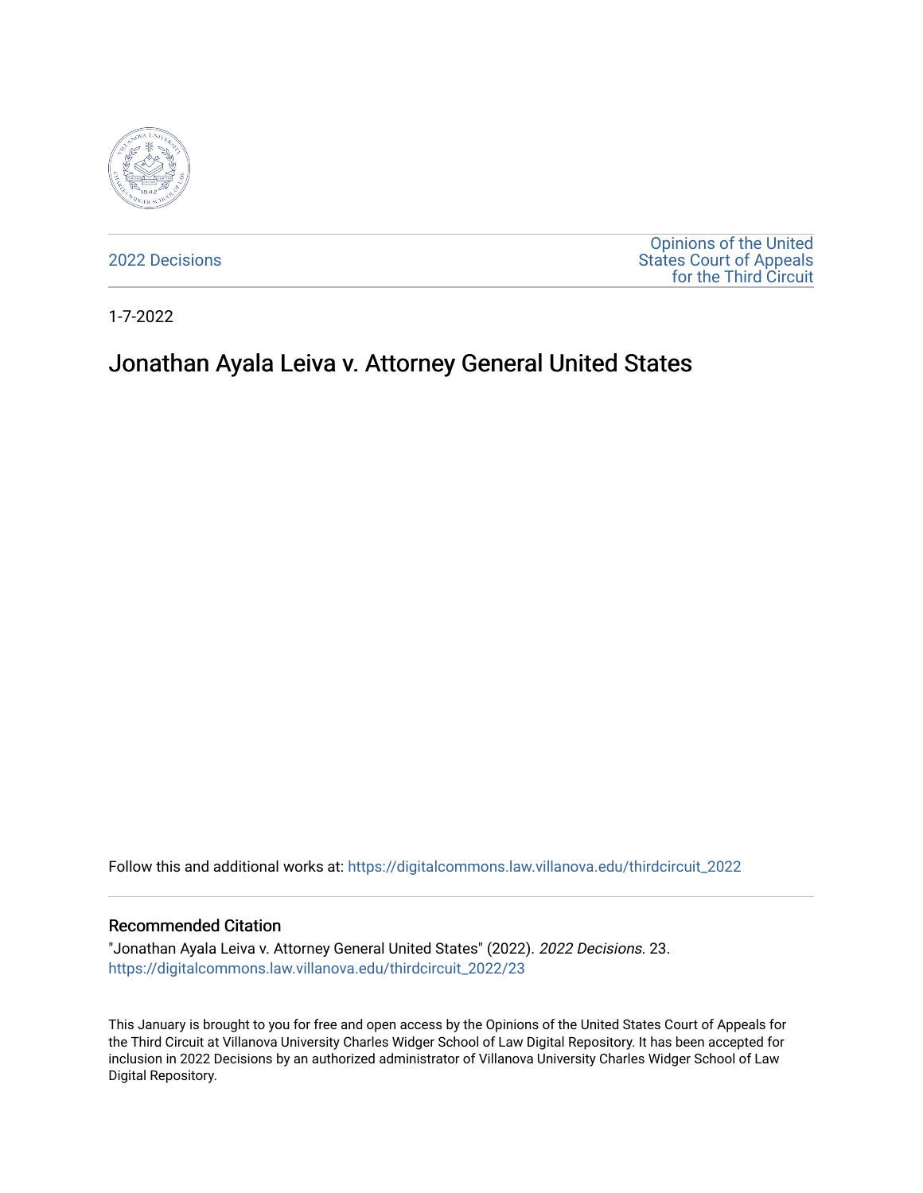2022 Decisions

Opinions of the United States Court of Appeals for the Third Circuit

1-7-2022

# Jonathan Ayala Leiva v. Attorney General United States

Follow this and additional works at: https://digitalcommons.law.villanova.edu/thirdcircuit_2022

## Recommended Citation

"Jonathan Ayala Leiva v. Attorney General United States" (2022). *2022 Decisions*. 23.
https://digitalcommons.law.villanova.edu/thirdcircuit_2022/23

This January is brought to you for free and open access by the Opinions of the United States Court of Appeals for the Third Circuit at Villanova University Charles Widger School of Law Digital Repository. It has been accepted for inclusion in 2022 Decisions by an authorized administrator of Villanova University Charles Widger School of Law Digital Repository.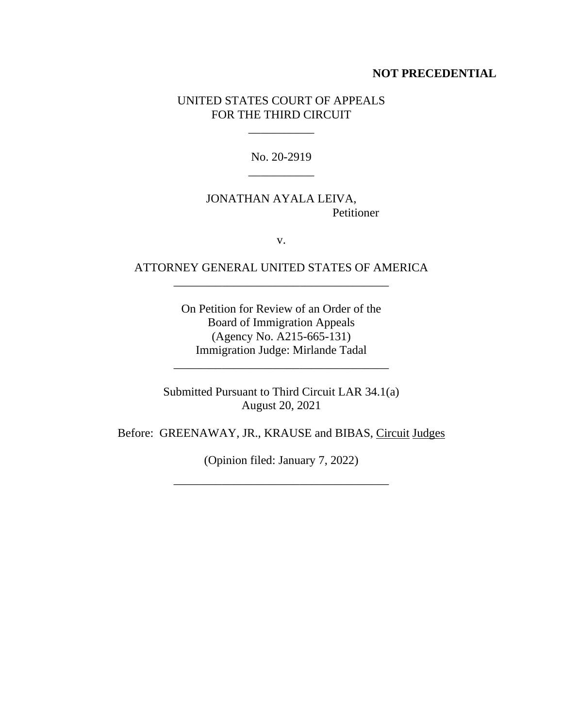**NOT PRECEDENTIAL**

UNITED STATES COURT OF APPEALS
FOR THE THIRD CIRCUIT

\_\_\_\_\_\_\_\_\_\_\_

No. 20-2919

\_\_\_\_\_\_\_\_\_\_\_

JONATHAN AYALA LEIVA,
Petitioner

v.

ATTORNEY GENERAL UNITED STATES OF AMERICA

\_\_\_\_\_\_\_\_\_\_\_\_\_\_\_\_\_\_\_\_\_\_\_\_\_\_\_\_\_\_\_\_\_\_\_\_

On Petition for Review of an Order of the
Board of Immigration Appeals
(Agency No. A215-665-131)
Immigration Judge: Mirlande Tadal

\_\_\_\_\_\_\_\_\_\_\_\_\_\_\_\_\_\_\_\_\_\_\_\_\_\_\_\_\_\_\_\_\_\_\_\_

Submitted Pursuant to Third Circuit LAR 34.1(a)
August 20, 2021

Before: GREENAWAY, JR., KRAUSE and BIBAS, Circuit Judges

(Opinion filed: January 7, 2022)

\_\_\_\_\_\_\_\_\_\_\_\_\_\_\_\_\_\_\_\_\_\_\_\_\_\_\_\_\_\_\_\_\_\_\_\_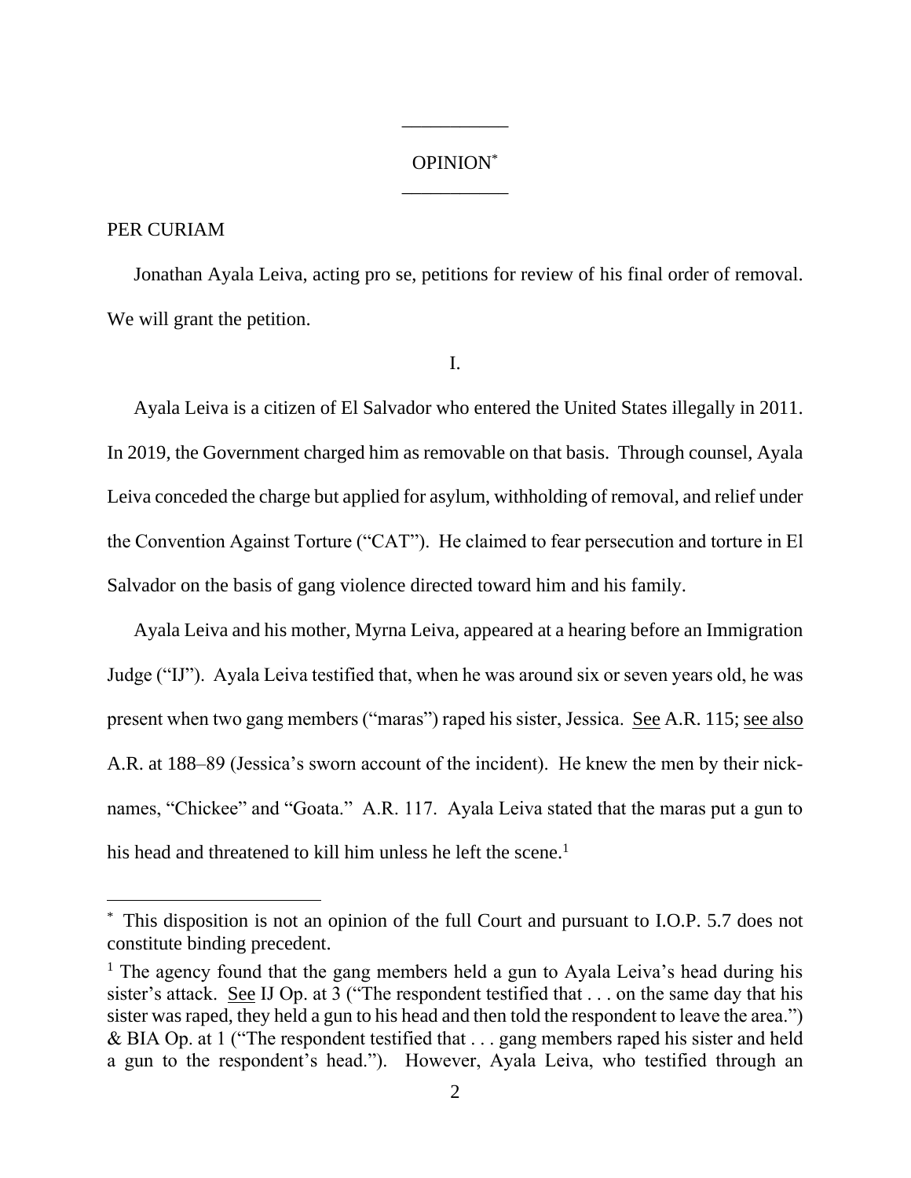OPINION[*]

PER CURIAM

Jonathan Ayala Leiva, acting pro se, petitions for review of his final order of removal. We will grant the petition.

I.

Ayala Leiva is a citizen of El Salvador who entered the United States illegally in 2011. In 2019, the Government charged him as removable on that basis. Through counsel, Ayala Leiva conceded the charge but applied for asylum, withholding of removal, and relief under the Convention Against Torture ("CAT"). He claimed to fear persecution and torture in El Salvador on the basis of gang violence directed toward him and his family.

Ayala Leiva and his mother, Myrna Leiva, appeared at a hearing before an Immigration Judge ("IJ"). Ayala Leiva testified that, when he was around six or seven years old, he was present when two gang members ("maras") raped his sister, Jessica. See A.R. 115; see also A.R. at 188–89 (Jessica's sworn account of the incident). He knew the men by their nick-names, "Chickee" and "Goata." A.R. 117. Ayala Leiva stated that the maras put a gun to his head and threatened to kill him unless he left the scene.[1]

---

[*] This disposition is not an opinion of the full Court and pursuant to I.O.P. 5.7 does not constitute binding precedent.

[1] The agency found that the gang members held a gun to Ayala Leiva's head during his sister's attack. See IJ Op. at 3 ("The respondent testified that . . . on the same day that his sister was raped, they held a gun to his head and then told the respondent to leave the area.") & BIA Op. at 1 ("The respondent testified that . . . gang members raped his sister and held a gun to the respondent's head."). However, Ayala Leiva, who testified through an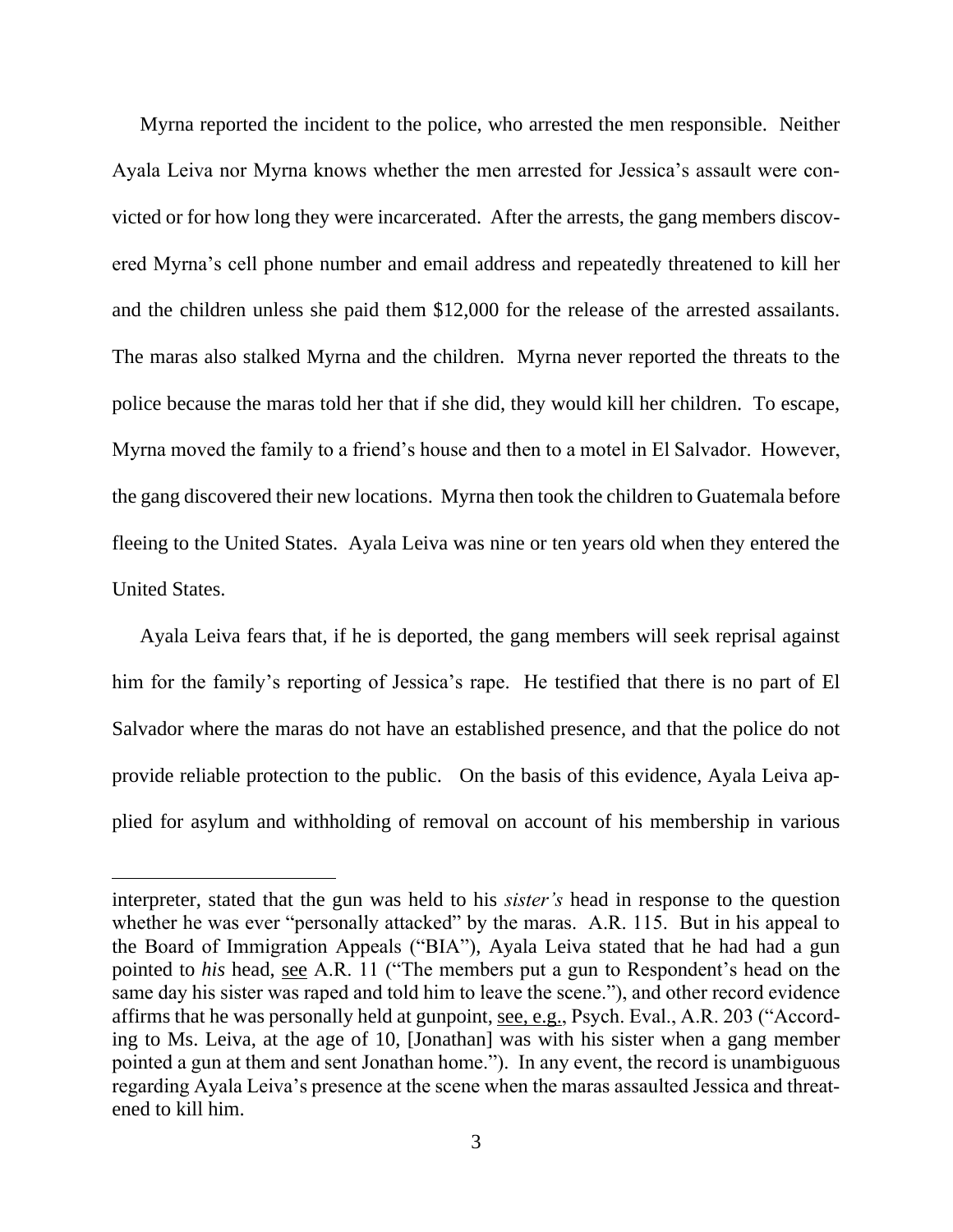Myrna reported the incident to the police, who arrested the men responsible. Neither Ayala Leiva nor Myrna knows whether the men arrested for Jessica's assault were convicted or for how long they were incarcerated. After the arrests, the gang members discovered Myrna's cell phone number and email address and repeatedly threatened to kill her and the children unless she paid them $12,000 for the release of the arrested assailants. The maras also stalked Myrna and the children. Myrna never reported the threats to the police because the maras told her that if she did, they would kill her children. To escape, Myrna moved the family to a friend's house and then to a motel in El Salvador. However, the gang discovered their new locations. Myrna then took the children to Guatemala before fleeing to the United States. Ayala Leiva was nine or ten years old when they entered the United States.

Ayala Leiva fears that, if he is deported, the gang members will seek reprisal against him for the family's reporting of Jessica's rape. He testified that there is no part of El Salvador where the maras do not have an established presence, and that the police do not provide reliable protection to the public. On the basis of this evidence, Ayala Leiva applied for asylum and withholding of removal on account of his membership in various

---

interpreter, stated that the gun was held to his *sister's* head in response to the question whether he was ever "personally attacked" by the maras. A.R. 115. But in his appeal to the Board of Immigration Appeals ("BIA"), Ayala Leiva stated that he had had a gun pointed to *his* head, see A.R. 11 ("The members put a gun to Respondent's head on the same day his sister was raped and told him to leave the scene."), and other record evidence affirms that he was personally held at gunpoint, see, e.g., Psych. Eval., A.R. 203 ("According to Ms. Leiva, at the age of 10, [Jonathan] was with his sister when a gang member pointed a gun at them and sent Jonathan home."). In any event, the record is unambiguous regarding Ayala Leiva's presence at the scene when the maras assaulted Jessica and threatened to kill him.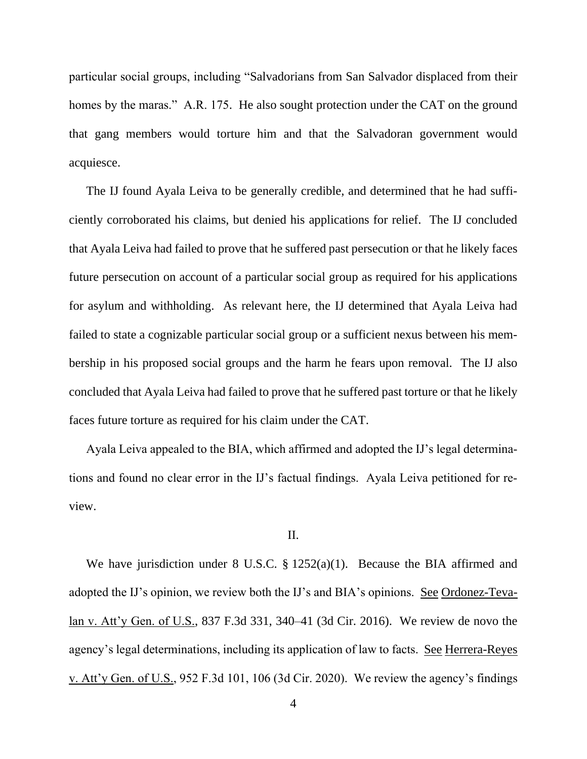particular social groups, including "Salvadorians from San Salvador displaced from their homes by the maras." A.R. 175. He also sought protection under the CAT on the ground that gang members would torture him and that the Salvadoran government would acquiesce.

The IJ found Ayala Leiva to be generally credible, and determined that he had sufficiently corroborated his claims, but denied his applications for relief. The IJ concluded that Ayala Leiva had failed to prove that he suffered past persecution or that he likely faces future persecution on account of a particular social group as required for his applications for asylum and withholding. As relevant here, the IJ determined that Ayala Leiva had failed to state a cognizable particular social group or a sufficient nexus between his membership in his proposed social groups and the harm he fears upon removal. The IJ also concluded that Ayala Leiva had failed to prove that he suffered past torture or that he likely faces future torture as required for his claim under the CAT.

Ayala Leiva appealed to the BIA, which affirmed and adopted the IJ's legal determinations and found no clear error in the IJ's factual findings. Ayala Leiva petitioned for review.

II.

We have jurisdiction under 8 U.S.C. § 1252(a)(1). Because the BIA affirmed and adopted the IJ's opinion, we review both the IJ's and BIA's opinions. See Ordonez-Tevalan v. Att'y Gen. of U.S., 837 F.3d 331, 340–41 (3d Cir. 2016). We review de novo the agency's legal determinations, including its application of law to facts. See Herrera-Reyes v. Att'y Gen. of U.S., 952 F.3d 101, 106 (3d Cir. 2020). We review the agency's findings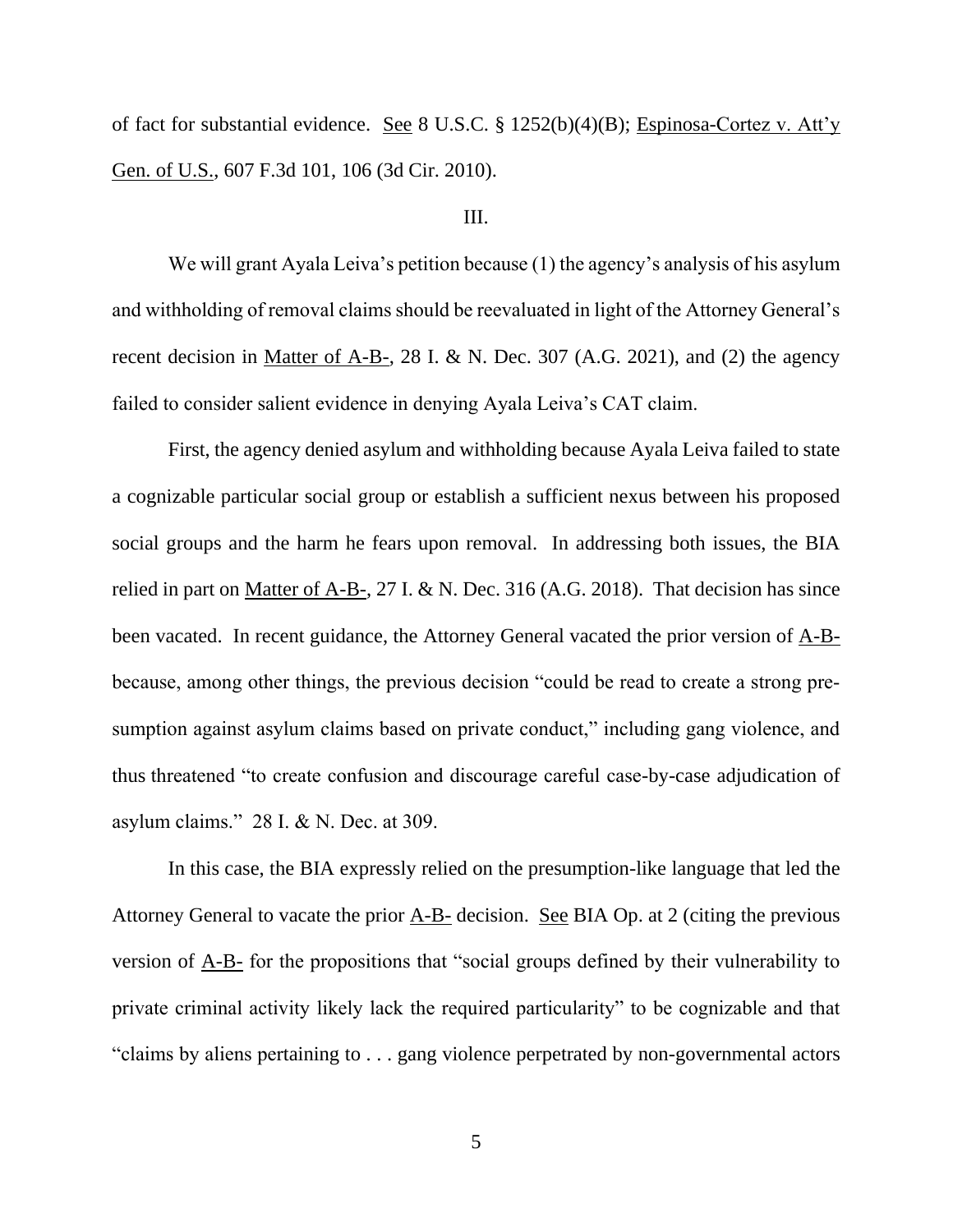of fact for substantial evidence. See 8 U.S.C. § 1252(b)(4)(B); Espinosa-Cortez v. Att'y Gen. of U.S., 607 F.3d 101, 106 (3d Cir. 2010).

III.

We will grant Ayala Leiva's petition because (1) the agency's analysis of his asylum and withholding of removal claims should be reevaluated in light of the Attorney General's recent decision in Matter of A-B-, 28 I. & N. Dec. 307 (A.G. 2021), and (2) the agency failed to consider salient evidence in denying Ayala Leiva's CAT claim.

First, the agency denied asylum and withholding because Ayala Leiva failed to state a cognizable particular social group or establish a sufficient nexus between his proposed social groups and the harm he fears upon removal. In addressing both issues, the BIA relied in part on Matter of A-B-, 27 I. & N. Dec. 316 (A.G. 2018). That decision has since been vacated. In recent guidance, the Attorney General vacated the prior version of A-B- because, among other things, the previous decision "could be read to create a strong presumption against asylum claims based on private conduct," including gang violence, and thus threatened "to create confusion and discourage careful case-by-case adjudication of asylum claims." 28 I. & N. Dec. at 309.

In this case, the BIA expressly relied on the presumption-like language that led the Attorney General to vacate the prior A-B- decision. See BIA Op. at 2 (citing the previous version of A-B- for the propositions that "social groups defined by their vulnerability to private criminal activity likely lack the required particularity" to be cognizable and that "claims by aliens pertaining to . . . gang violence perpetrated by non-governmental actors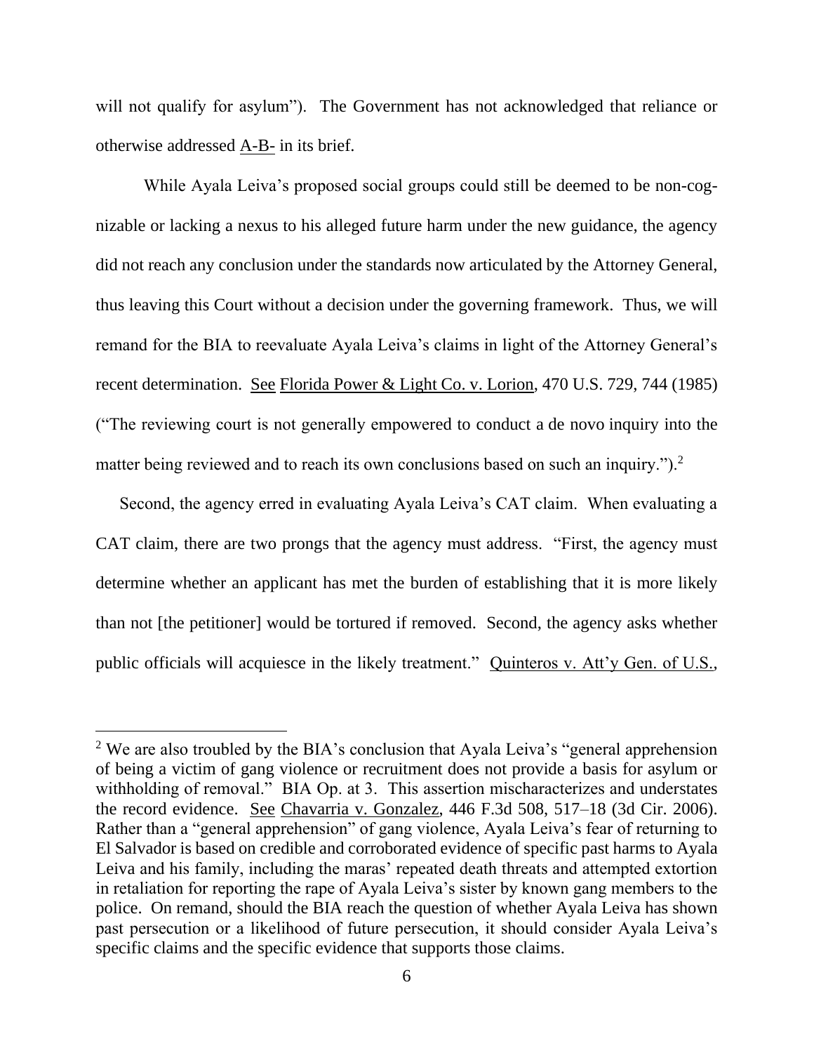will not qualify for asylum"). The Government has not acknowledged that reliance or otherwise addressed A-B- in its brief.

While Ayala Leiva's proposed social groups could still be deemed to be non-cognizable or lacking a nexus to his alleged future harm under the new guidance, the agency did not reach any conclusion under the standards now articulated by the Attorney General, thus leaving this Court without a decision under the governing framework. Thus, we will remand for the BIA to reevaluate Ayala Leiva's claims in light of the Attorney General's recent determination. See Florida Power & Light Co. v. Lorion, 470 U.S. 729, 744 (1985) ("The reviewing court is not generally empowered to conduct a de novo inquiry into the matter being reviewed and to reach its own conclusions based on such an inquiry.").[2]

Second, the agency erred in evaluating Ayala Leiva's CAT claim. When evaluating a CAT claim, there are two prongs that the agency must address. "First, the agency must determine whether an applicant has met the burden of establishing that it is more likely than not [the petitioner] would be tortured if removed. Second, the agency asks whether public officials will acquiesce in the likely treatment." Quinteros v. Att'y Gen. of U.S.,

---

[2] We are also troubled by the BIA's conclusion that Ayala Leiva's "general apprehension of being a victim of gang violence or recruitment does not provide a basis for asylum or withholding of removal." BIA Op. at 3. This assertion mischaracterizes and understates the record evidence. See Chavarria v. Gonzalez, 446 F.3d 508, 517–18 (3d Cir. 2006). Rather than a "general apprehension" of gang violence, Ayala Leiva's fear of returning to El Salvador is based on credible and corroborated evidence of specific past harms to Ayala Leiva and his family, including the maras' repeated death threats and attempted extortion in retaliation for reporting the rape of Ayala Leiva's sister by known gang members to the police. On remand, should the BIA reach the question of whether Ayala Leiva has shown past persecution or a likelihood of future persecution, it should consider Ayala Leiva's specific claims and the specific evidence that supports those claims.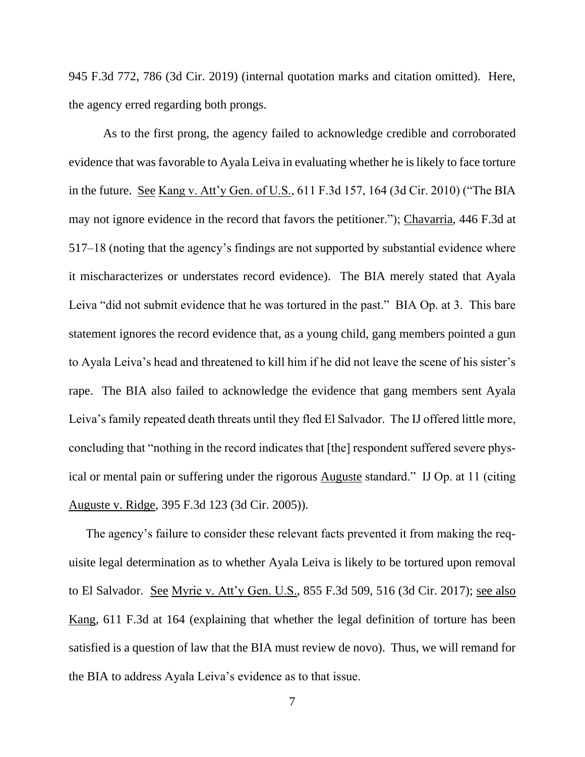945 F.3d 772, 786 (3d Cir. 2019) (internal quotation marks and citation omitted). Here, the agency erred regarding both prongs.

As to the first prong, the agency failed to acknowledge credible and corroborated evidence that was favorable to Ayala Leiva in evaluating whether he is likely to face torture in the future. See Kang v. Att'y Gen. of U.S., 611 F.3d 157, 164 (3d Cir. 2010) ("The BIA may not ignore evidence in the record that favors the petitioner."); Chavarria, 446 F.3d at 517–18 (noting that the agency's findings are not supported by substantial evidence where it mischaracterizes or understates record evidence). The BIA merely stated that Ayala Leiva "did not submit evidence that he was tortured in the past." BIA Op. at 3. This bare statement ignores the record evidence that, as a young child, gang members pointed a gun to Ayala Leiva's head and threatened to kill him if he did not leave the scene of his sister's rape. The BIA also failed to acknowledge the evidence that gang members sent Ayala Leiva's family repeated death threats until they fled El Salvador. The IJ offered little more, concluding that "nothing in the record indicates that [the] respondent suffered severe physical or mental pain or suffering under the rigorous Auguste standard." IJ Op. at 11 (citing Auguste v. Ridge, 395 F.3d 123 (3d Cir. 2005)).

The agency's failure to consider these relevant facts prevented it from making the requisite legal determination as to whether Ayala Leiva is likely to be tortured upon removal to El Salvador. See Myrie v. Att'y Gen. U.S., 855 F.3d 509, 516 (3d Cir. 2017); see also Kang, 611 F.3d at 164 (explaining that whether the legal definition of torture has been satisfied is a question of law that the BIA must review de novo). Thus, we will remand for the BIA to address Ayala Leiva's evidence as to that issue.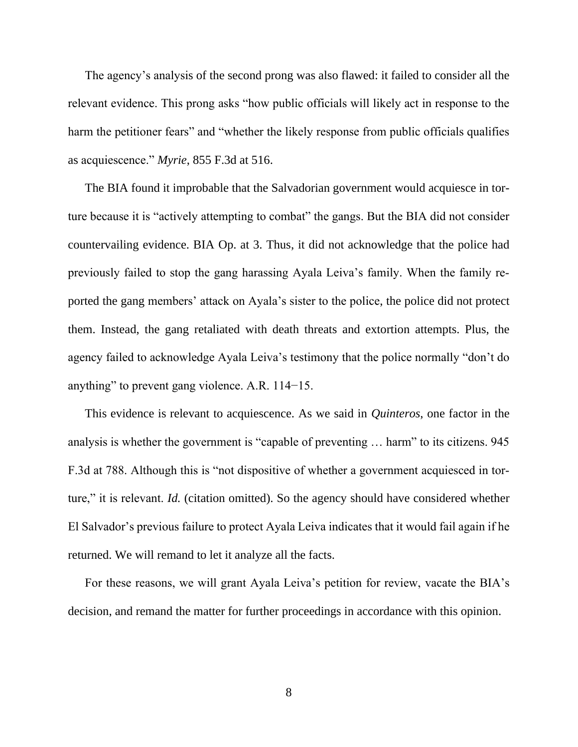The agency's analysis of the second prong was also flawed: it failed to consider all the relevant evidence. This prong asks "how public officials will likely act in response to the harm the petitioner fears" and "whether the likely response from public officials qualifies as acquiescence." *Myrie*, 855 F.3d at 516.

The BIA found it improbable that the Salvadorian government would acquiesce in torture because it is "actively attempting to combat" the gangs. But the BIA did not consider countervailing evidence. BIA Op. at 3. Thus, it did not acknowledge that the police had previously failed to stop the gang harassing Ayala Leiva's family. When the family reported the gang members' attack on Ayala's sister to the police, the police did not protect them. Instead, the gang retaliated with death threats and extortion attempts. Plus, the agency failed to acknowledge Ayala Leiva's testimony that the police normally "don't do anything" to prevent gang violence. A.R. 114−15.

This evidence is relevant to acquiescence. As we said in *Quinteros*, one factor in the analysis is whether the government is "capable of preventing … harm" to its citizens. 945 F.3d at 788. Although this is "not dispositive of whether a government acquiesced in torture," it is relevant. *Id.* (citation omitted). So the agency should have considered whether El Salvador's previous failure to protect Ayala Leiva indicates that it would fail again if he returned. We will remand to let it analyze all the facts.

For these reasons, we will grant Ayala Leiva's petition for review, vacate the BIA's decision, and remand the matter for further proceedings in accordance with this opinion.